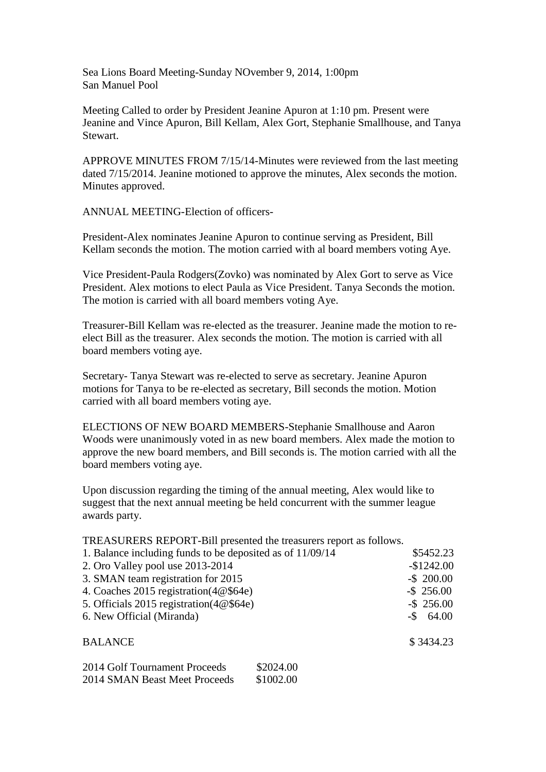Sea Lions Board Meeting-Sunday NOvember 9, 2014, 1:00pm
San Manuel Pool

Meeting Called to order by President Jeanine Apuron at 1:10 pm. Present were Jeanine and Vince Apuron, Bill Kellam, Alex Gort, Stephanie Smallhouse, and Tanya Stewart.

APPROVE MINUTES FROM 7/15/14-Minutes were reviewed from the last meeting dated 7/15/2014. Jeanine motioned to approve the minutes, Alex seconds the motion. Minutes approved.

ANNUAL MEETING-Election of officers-

President-Alex nominates Jeanine Apuron to continue serving as President, Bill Kellam seconds the motion. The motion carried with al board members voting Aye.

Vice President-Paula Rodgers(Zovko) was nominated by Alex Gort to serve as Vice President. Alex motions to elect Paula as Vice President. Tanya Seconds the motion. The motion is carried with all board members voting Aye.

Treasurer-Bill Kellam was re-elected as the treasurer. Jeanine made the motion to re-elect Bill as the treasurer. Alex seconds the motion. The motion is carried with all board members voting aye.

Secretary- Tanya Stewart was re-elected to serve as secretary. Jeanine Apuron motions for Tanya to be re-elected as secretary, Bill seconds the motion. Motion carried with all board members voting aye.

ELECTIONS OF NEW BOARD MEMBERS-Stephanie Smallhouse and Aaron Woods were unanimously voted in as new board members. Alex made the motion to approve the new board members, and Bill seconds is. The motion carried with all the board members voting aye.

Upon discussion regarding the timing of the annual meeting, Alex would like to suggest that the next annual meeting be held concurrent with the summer league awards party.

TREASURERS REPORT-Bill presented the treasurers report as follows.

| | |
|---|---|
| 1. Balance including funds to be deposited as of 11/09/14 | $5452.23 |
| 2. Oro Valley pool use 2013-2014 | -$1242.00 |
| 3. SMAN team registration for 2015 | -$ 200.00 |
| 4. Coaches 2015 registration(4@$64e) | -$ 256.00 |
| 5. Officials 2015 registration(4@$64e) | -$ 256.00 |
| 6. New Official (Miranda) | -$ 64.00 |
| BALANCE | $ 3434.23 |

| | |
|---|---|
| 2014 Golf Tournament Proceeds | $2024.00 |
| 2014 SMAN Beast Meet Proceeds | $1002.00 |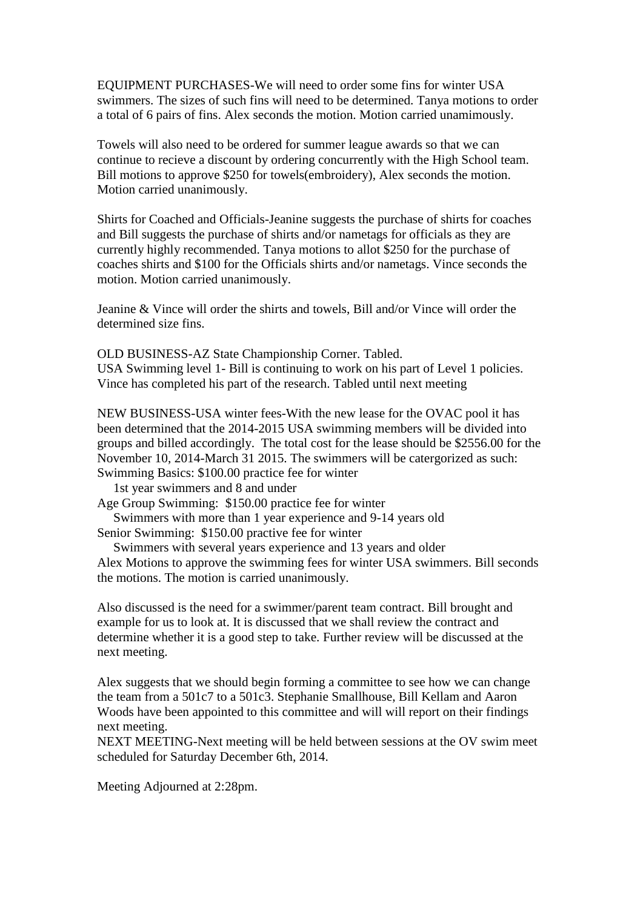EQUIPMENT PURCHASES-We will need to order some fins for winter USA swimmers. The sizes of such fins will need to be determined. Tanya motions to order a total of 6 pairs of fins. Alex seconds the motion. Motion carried unamimously.

Towels will also need to be ordered for summer league awards so that we can continue to recieve a discount by ordering concurrently with the High School team. Bill motions to approve $250 for towels(embroidery), Alex seconds the motion. Motion carried unanimously.

Shirts for Coached and Officials-Jeanine suggests the purchase of shirts for coaches and Bill suggests the purchase of shirts and/or nametags for officials as they are currently highly recommended. Tanya motions to allot $250 for the purchase of coaches shirts and $100 for the Officials shirts and/or nametags. Vince seconds the motion. Motion carried unanimously.

Jeanine & Vince will order the shirts and towels, Bill and/or Vince will order the determined size fins.

OLD BUSINESS-AZ State Championship Corner. Tabled.
USA Swimming level 1- Bill is continuing to work on his part of Level 1 policies. Vince has completed his part of the research. Tabled until next meeting

NEW BUSINESS-USA winter fees-With the new lease for the OVAC pool it has been determined that the 2014-2015 USA swimming members will be divided into groups and billed accordingly. The total cost for the lease should be $2556.00 for the November 10, 2014-March 31 2015. The swimmers will be catergorized as such:
Swimming Basics: $100.00 practice fee for winter
  1st year swimmers and 8 and under
Age Group Swimming: $150.00 practice fee for winter
  Swimmers with more than 1 year experience and 9-14 years old
Senior Swimming: $150.00 practive fee for winter
  Swimmers with several years experience and 13 years and older
Alex Motions to approve the swimming fees for winter USA swimmers. Bill seconds the motions. The motion is carried unanimously.

Also discussed is the need for a swimmer/parent team contract. Bill brought and example for us to look at. It is discussed that we shall review the contract and determine whether it is a good step to take. Further review will be discussed at the next meeting.

Alex suggests that we should begin forming a committee to see how we can change the team from a 501c7 to a 501c3. Stephanie Smallhouse, Bill Kellam and Aaron Woods have been appointed to this committee and will will report on their findings next meeting.
NEXT MEETING-Next meeting will be held between sessions at the OV swim meet scheduled for Saturday December 6th, 2014.

Meeting Adjourned at 2:28pm.